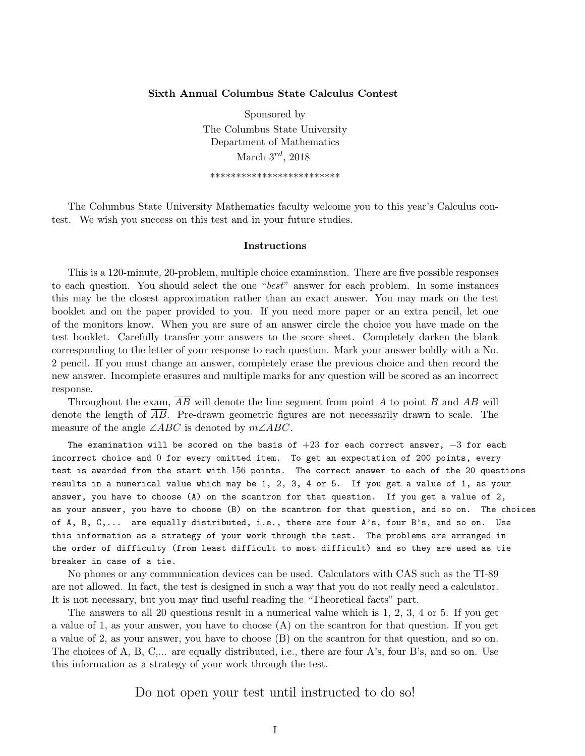**Sixth Annual Columbus State Calculus Contest**

Sponsored by
The Columbus State University
Department of Mathematics
March $3^{rd}$, 2018

*************************

The Columbus State University Mathematics faculty welcome you to this year's Calculus contest. We wish you success on this test and in your future studies.

**Instructions**

This is a 120-minute, 20-problem, multiple choice examination. There are five possible responses to each question. You should select the one "*best*" answer for each problem. In some instances this may be the closest approximation rather than an exact answer. You may mark on the test booklet and on the paper provided to you. If you need more paper or an extra pencil, let one of the monitors know. When you are sure of an answer circle the choice you have made on the test booklet. Carefully transfer your answers to the score sheet. Completely darken the blank corresponding to the letter of your response to each question. Mark your answer boldly with a No. 2 pencil. If you must change an answer, completely erase the previous choice and then record the new answer. Incomplete erasures and multiple marks for any question will be scored as an incorrect response.

Throughout the exam, $\overline{AB}$ will denote the line segment from point $A$ to point $B$ and $AB$ will denote the length of $\overline{AB}$. Pre-drawn geometric figures are not necessarily drawn to scale. The measure of the angle $\angle ABC$ is denoted by $m\angle ABC$.

The examination will be scored on the basis of $+23$ for each correct answer, $-3$ for each incorrect choice and $0$ for every omitted item. To get an expectation of 200 points, every test is awarded from the start with $156$ points. The correct answer to each of the 20 questions results in a numerical value which may be 1, 2, 3, 4 or 5. If you get a value of 1, as your answer, you have to choose (A) on the scantron for that question. If you get a value of 2, as your answer, you have to choose (B) on the scantron for that question, and so on. The choices of A, B, C,... are equally distributed, i.e., there are four A's, four B's, and so on. Use this information as a strategy of your work through the test. The problems are arranged in the order of difficulty (from least difficult to most difficult) and so they are used as tie breaker in case of a tie.

No phones or any communication devices can be used. Calculators with CAS such as the TI-89 are not allowed. In fact, the test is designed in such a way that you do not really need a calculator. It is not necessary, but you may find useful reading the "Theoretical facts" part.

The answers to all 20 questions result in a numerical value which is 1, 2, 3, 4 or 5. If you get a value of 1, as your answer, you have to choose (A) on the scantron for that question. If you get a value of 2, as your answer, you have to choose (B) on the scantron for that question, and so on. The choices of A, B, C,... are equally distributed, i.e., there are four A's, four B's, and so on. Use this information as a strategy of your work through the test.

## Do not open your test until instructed to do so!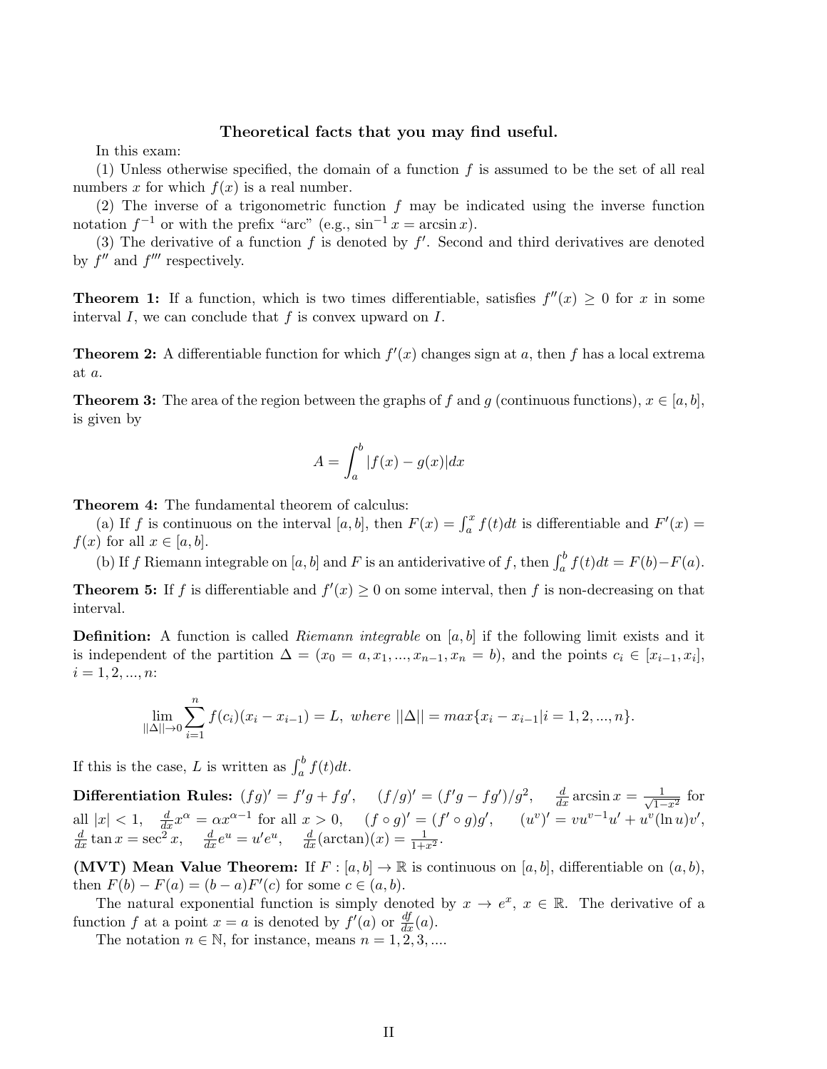## Theoretical facts that you may find useful.

In this exam:

(1) Unless otherwise specified, the domain of a function $f$ is assumed to be the set of all real numbers $x$ for which $f(x)$ is a real number.

(2) The inverse of a trigonometric function $f$ may be indicated using the inverse function notation $f^{-1}$ or with the prefix "arc" (e.g., $\sin^{-1} x = \arcsin x$).

(3) The derivative of a function $f$ is denoted by $f'$. Second and third derivatives are denoted by $f''$ and $f'''$ respectively.

**Theorem 1:** If a function, which is two times differentiable, satisfies $f''(x) \geq 0$ for $x$ in some interval $I$, we can conclude that $f$ is convex upward on $I$.

**Theorem 2:** A differentiable function for which $f'(x)$ changes sign at $a$, then $f$ has a local extrema at $a$.

**Theorem 3:** The area of the region between the graphs of $f$ and $g$ (continuous functions), $x \in [a, b]$, is given by

$$A = \int_a^b |f(x) - g(x)| dx$$

**Theorem 4:** The fundamental theorem of calculus:

(a) If $f$ is continuous on the interval $[a, b]$, then $F(x) = \int_a^x f(t)dt$ is differentiable and $F'(x) = f(x)$ for all $x \in [a, b]$.

(b) If $f$ Riemann integrable on $[a, b]$ and $F$ is an antiderivative of $f$, then $\int_a^b f(t)dt = F(b) - F(a)$.

**Theorem 5:** If $f$ is differentiable and $f'(x) \geq 0$ on some interval, then $f$ is non-decreasing on that interval.

**Definition:** A function is called *Riemann integrable* on $[a, b]$ if the following limit exists and it is independent of the partition $\Delta = (x_0 = a, x_1, ..., x_{n-1}, x_n = b)$, and the points $c_i \in [x_{i-1}, x_i]$, $i = 1, 2, ..., n$:

$$\lim_{||\Delta|| \to 0} \sum_{i=1}^{n} f(c_i)(x_i - x_{i-1}) = L, \ where \ ||\Delta|| = max\{x_i - x_{i-1} | i = 1, 2, ..., n\}.$$

If this is the case, $L$ is written as $\int_a^b f(t)dt$.

**Differentiation Rules:** $(fg)' = f'g + fg'$, $(f/g)' = (f'g - fg')/g^2$, $\frac{d}{dx} \arcsin x = \frac{1}{\sqrt{1-x^2}}$ for all $|x| < 1$, $\frac{d}{dx} x^\alpha = \alpha x^{\alpha - 1}$ for all $x > 0$, $(f \circ g)' = (f' \circ g)g'$, $(u^v)' = vu^{v-1}u' + u^v(\ln u)v'$, $\frac{d}{dx} \tan x = \sec^2 x$, $\frac{d}{dx} e^u = u'e^u$, $\frac{d}{dx}(\arctan)(x) = \frac{1}{1+x^2}$.

**(MVT) Mean Value Theorem:** If $F : [a, b] \to \mathbb{R}$ is continuous on $[a, b]$, differentiable on $(a, b)$, then $F(b) - F(a) = (b - a)F'(c)$ for some $c \in (a, b)$.

The natural exponential function is simply denoted by $x \to e^x$, $x \in \mathbb{R}$. The derivative of a function $f$ at a point $x = a$ is denoted by $f'(a)$ or $\frac{df}{dx}(a)$.

The notation $n \in \mathbb{N}$, for instance, means $n = 1, 2, 3, ....$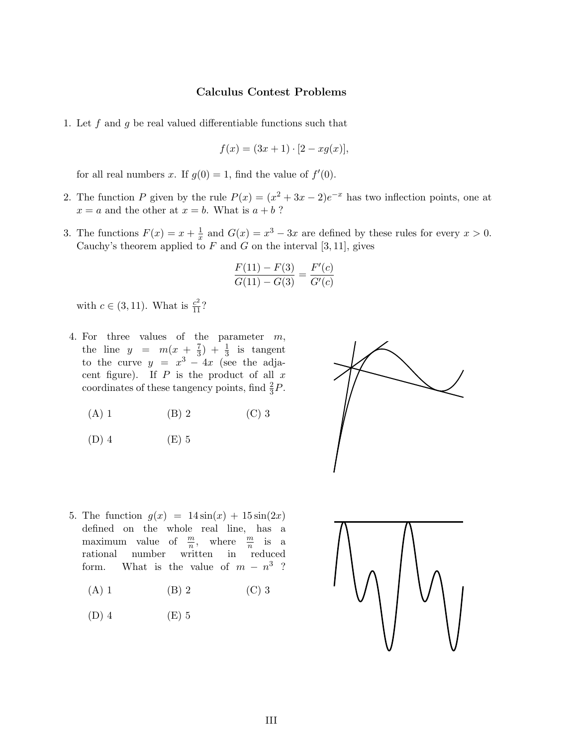## Calculus Contest Problems

1. Let $f$ and $g$ be real valued differentiable functions such that

$$f(x) = (3x + 1) \cdot [2 - xg(x)],$$

for all real numbers $x$. If $g(0) = 1$, find the value of $f'(0)$.

2. The function $P$ given by the rule $P(x) = (x^2 + 3x - 2)e^{-x}$ has two inflection points, one at $x = a$ and the other at $x = b$. What is $a + b$ ?

3. The functions $F(x) = x + \frac{1}{x}$ and $G(x) = x^3 - 3x$ are defined by these rules for every $x > 0$. Cauchy's theorem applied to $F$ and $G$ on the interval $[3, 11]$, gives

$$\frac{F(11) - F(3)}{G(11) - G(3)} = \frac{F'(c)}{G'(c)}$$

with $c \in (3, 11)$. What is $\frac{c^2}{11}$?

4. For three values of the parameter $m$, the line $y = m(x + \frac{7}{3}) + \frac{1}{3}$ is tangent to the curve $y = x^3 - 4x$ (see the adjacent figure). If $P$ is the product of all $x$ coordinates of these tangency points, find $\frac{2}{3}P$.

   (A) 1 (B) 2 (C) 3

   (D) 4 (E) 5

5. The function $g(x) = 14\sin(x) + 15\sin(2x)$ defined on the whole real line, has a maximum value of $\frac{m}{n}$, where $\frac{m}{n}$ is a rational number written in reduced form. What is the value of $m - n^3$ ?

   (A) 1 (B) 2 (C) 3

   (D) 4 (E) 5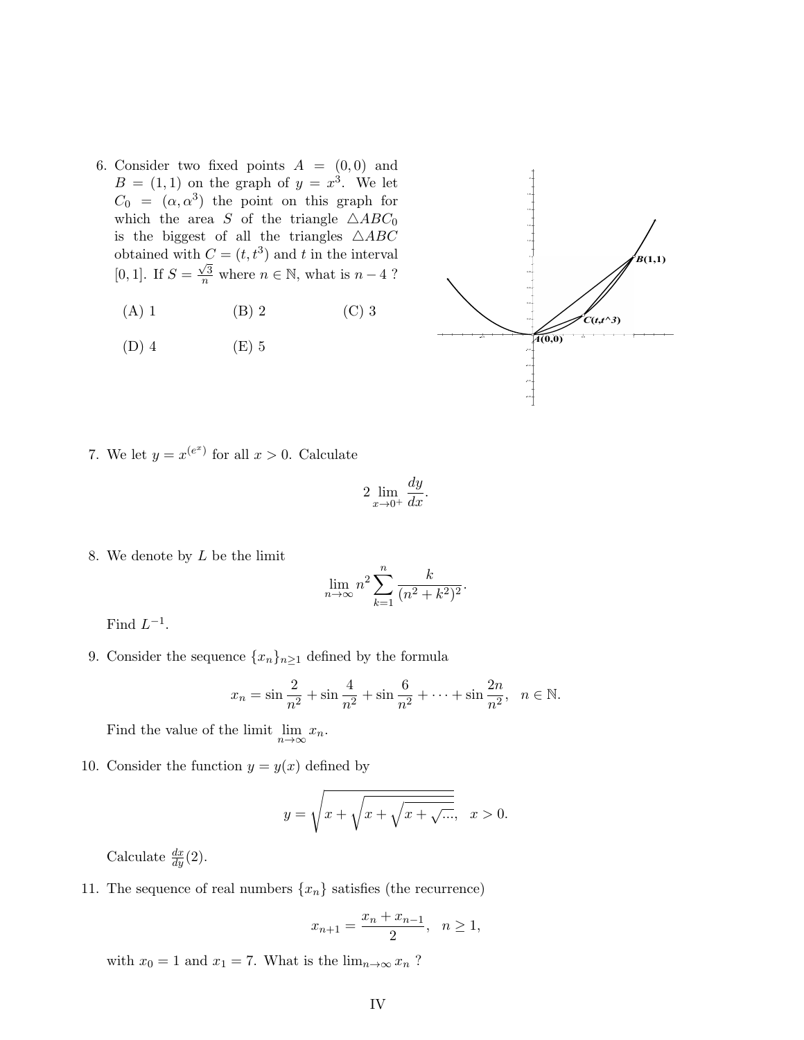6. Consider two fixed points $A = (0,0)$ and $B = (1,1)$ on the graph of $y = x^3$. We let $C_0 = (\alpha, \alpha^3)$ the point on this graph for which the area $S$ of the triangle $\triangle ABC_0$ is the biggest of all the triangles $\triangle ABC$ obtained with $C = (t, t^3)$ and $t$ in the interval $[0,1]$. If $S = \frac{\sqrt{3}}{n}$ where $n \in \mathbb{N}$, what is $n - 4$ ?

   (A) 1 (B) 2 (C) 3

   (D) 4 (E) 5

7. We let $y = x^{(e^x)}$ for all $x > 0$. Calculate

$$2 \lim_{x \to 0^+} \frac{dy}{dx}.$$

8. We denote by $L$ be the limit

$$\lim_{n \to \infty} n^2 \sum_{k=1}^{n} \frac{k}{(n^2 + k^2)^2}.$$

   Find $L^{-1}$.

9. Consider the sequence $\{x_n\}_{n \geq 1}$ defined by the formula

$$x_n = \sin \frac{2}{n^2} + \sin \frac{4}{n^2} + \sin \frac{6}{n^2} + \cdots + \sin \frac{2n}{n^2}, \quad n \in \mathbb{N}.$$

   Find the value of the limit $\lim_{n \to \infty} x_n$.

10. Consider the function $y = y(x)$ defined by

$$y = \sqrt{x + \sqrt{x + \sqrt{x + \sqrt{\ldots}}}}, \quad x > 0.$$

   Calculate $\frac{dx}{dy}(2)$.

11. The sequence of real numbers $\{x_n\}$ satisfies (the recurrence)

$$x_{n+1} = \frac{x_n + x_{n-1}}{2}, \quad n \geq 1,$$

   with $x_0 = 1$ and $x_1 = 7$. What is the $\lim_{n \to \infty} x_n$ ?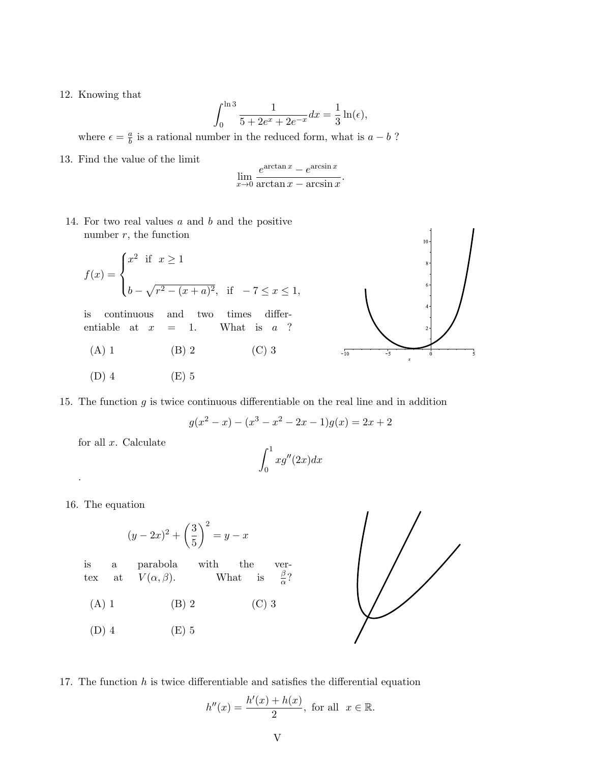12. Knowing that

$$\int_0^{\ln 3} \frac{1}{5 + 2e^x + 2e^{-x}} dx = \frac{1}{3} \ln(\epsilon),$$

where $\epsilon = \frac{a}{b}$ is a rational number in the reduced form, what is $a - b$ ?

13. Find the value of the limit

$$\lim_{x \to 0} \frac{e^{\arctan x} - e^{\arcsin x}}{\arctan x - \arcsin x}.$$

14. For two real values $a$ and $b$ and the positive number $r$, the function

$$f(x) = \begin{cases} x^2 & \text{if } \; x \geq 1 \\ b - \sqrt{r^2 - (x+a)^2}, & \text{if } \; -7 \leq x \leq 1, \end{cases}$$

is continuous and two times differentiable at $x = 1$. What is $a$ ?

(A) 1 (B) 2 (C) 3

(D) 4 (E) 5

15. The function $g$ is twice continuous differentiable on the real line and in addition

$$g(x^2 - x) - (x^3 - x^2 - 2x - 1)g(x) = 2x + 2$$

for all $x$. Calculate

$$\int_0^1 x g''(2x) dx$$

.

16. The equation

$$(y - 2x)^2 + \left(\frac{3}{5}\right)^2 = y - x$$

is a parabola with the vertex at $V(\alpha, \beta)$. What is $\frac{\beta}{\alpha}$?

(A) 1 (B) 2 (C) 3

(D) 4 (E) 5

17. The function $h$ is twice differentiable and satisfies the differential equation

$$h''(x) = \frac{h'(x) + h(x)}{2}, \text{ for all } \; x \in \mathbb{R}.$$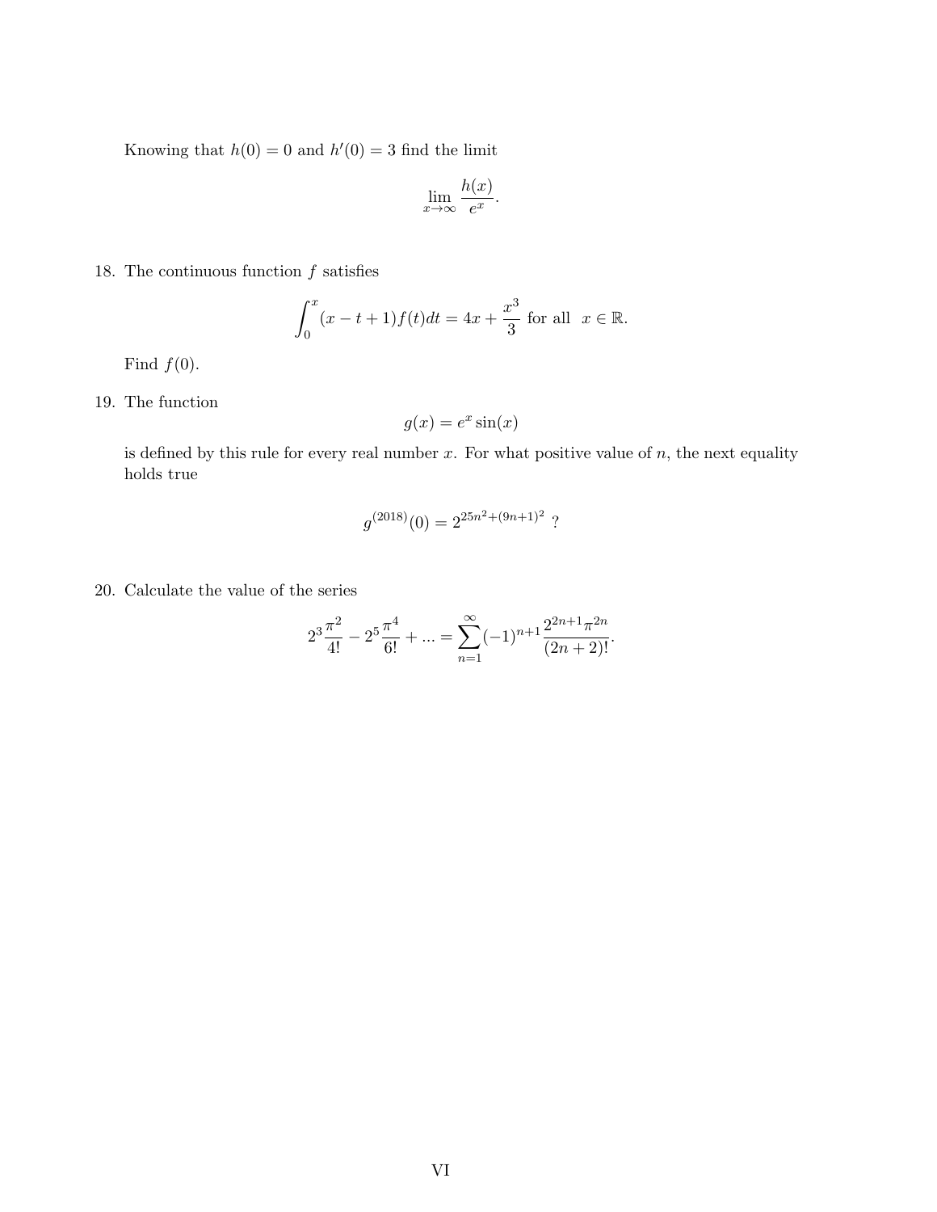Knowing that $h(0) = 0$ and $h'(0) = 3$ find the limit

$$\lim_{x \to \infty} \frac{h(x)}{e^x}.$$

18. The continuous function $f$ satisfies

$$\int_0^x (x - t + 1) f(t) dt = 4x + \frac{x^3}{3} \text{ for all } x \in \mathbb{R}.$$

Find $f(0)$.

19. The function

$$g(x) = e^x \sin(x)$$

is defined by this rule for every real number $x$. For what positive value of $n$, the next equality holds true

$$g^{(2018)}(0) = 2^{25n^2 + (9n+1)^2} \text{ ?}$$

20. Calculate the value of the series

$$2^3 \frac{\pi^2}{4!} - 2^5 \frac{\pi^4}{6!} + ... = \sum_{n=1}^{\infty} (-1)^{n+1} \frac{2^{2n+1} \pi^{2n}}{(2n+2)!}.$$